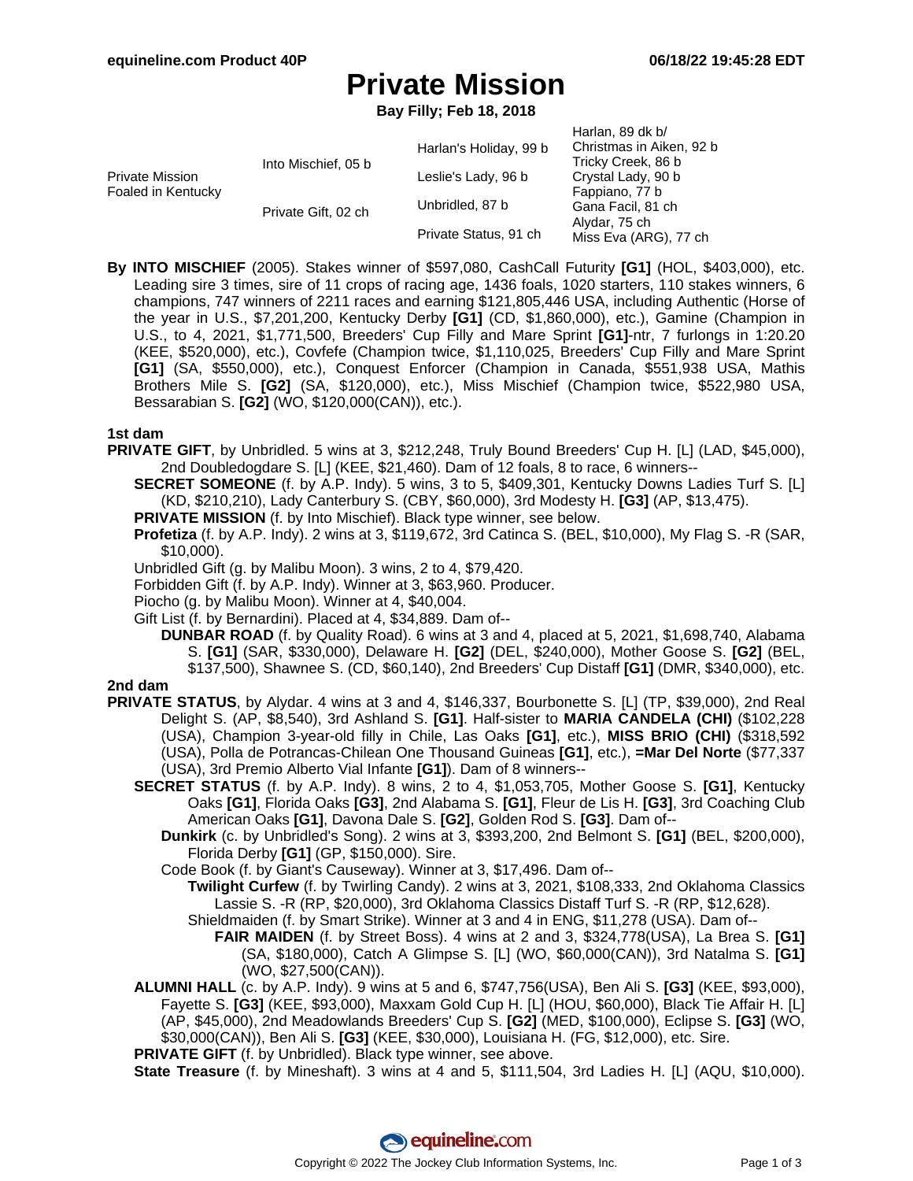# Private Mission

**Bay Filly; Feb 18, 2018**

| | | | |
|---|---|---|---|
| Private Mission Foaled in Kentucky | Into Mischief, 05 b | Harlan's Holiday, 99 b | Harlan, 89 dk b/ |
| | | | Christmas in Aiken, 92 b |
| | | Leslie's Lady, 96 b | Tricky Creek, 86 b |
| | | | Crystal Lady, 90 b |
| | Private Gift, 02 ch | Unbridled, 87 b | Fappiano, 77 b |
| | | | Gana Facil, 81 ch |
| | | Private Status, 91 ch | Alydar, 75 ch |
| | | | Miss Eva (ARG), 77 ch |

**By INTO MISCHIEF** (2005). Stakes winner of $597,080, CashCall Futurity **[G1]** (HOL, $403,000), etc. Leading sire 3 times, sire of 11 crops of racing age, 1436 foals, 1020 starters, 110 stakes winners, 6 champions, 747 winners of 2211 races and earning $121,805,446 USA, including Authentic (Horse of the year in U.S., $7,201,200, Kentucky Derby **[G1]** (CD, $1,860,000), etc.), Gamine (Champion in U.S., to 4, 2021, $1,771,500, Breeders' Cup Filly and Mare Sprint **[G1]**-ntr, 7 furlongs in 1:20.20 (KEE, $520,000), etc.), Covfefe (Champion twice, $1,110,025, Breeders' Cup Filly and Mare Sprint **[G1]** (SA, $550,000), etc.), Conquest Enforcer (Champion in Canada, $551,938 USA, Mathis Brothers Mile S. **[G2]** (SA, $120,000), etc.), Miss Mischief (Champion twice, $522,980 USA, Bessarabian S. **[G2]** (WO, $120,000(CAN)), etc.).

### 1st dam

**PRIVATE GIFT**, by Unbridled. 5 wins at 3, $212,248, Truly Bound Breeders' Cup H. [L] (LAD, $45,000), 2nd Doubledogdare S. [L] (KEE, $21,460). Dam of 12 foals, 8 to race, 6 winners--

- **SECRET SOMEONE** (f. by A.P. Indy). 5 wins, 3 to 5, $409,301, Kentucky Downs Ladies Turf S. [L] (KD, $210,210), Lady Canterbury S. (CBY, $60,000), 3rd Modesty H. **[G3]** (AP, $13,475).
- **PRIVATE MISSION** (f. by Into Mischief). Black type winner, see below.
- **Profetiza** (f. by A.P. Indy). 2 wins at 3, $119,672, 3rd Catinca S. (BEL, $10,000), My Flag S. -R (SAR, $10,000).
- Unbridled Gift (g. by Malibu Moon). 3 wins, 2 to 4, $79,420.
- Forbidden Gift (f. by A.P. Indy). Winner at 3, $63,960. Producer.
- Piocho (g. by Malibu Moon). Winner at 4, $40,004.
- Gift List (f. by Bernardini). Placed at 4, $34,889. Dam of--
  - **DUNBAR ROAD** (f. by Quality Road). 6 wins at 3 and 4, placed at 5, 2021, $1,698,740, Alabama S. **[G1]** (SAR, $330,000), Delaware H. **[G2]** (DEL, $240,000), Mother Goose S. **[G2]** (BEL, $137,500), Shawnee S. (CD, $60,140), 2nd Breeders' Cup Distaff **[G1]** (DMR, $340,000), etc.

### 2nd dam

**PRIVATE STATUS**, by Alydar. 4 wins at 3 and 4, $146,337, Bourbonette S. [L] (TP, $39,000), 2nd Real Delight S. (AP, $8,540), 3rd Ashland S. **[G1]**. Half-sister to **MARIA CANDELA (CHI)** ($102,228 (USA), Champion 3-year-old filly in Chile, Las Oaks **[G1]**, etc.), **MISS BRIO (CHI)** ($318,592 (USA), Polla de Potrancas-Chilean One Thousand Guineas **[G1]**, etc.), **=Mar Del Norte** ($77,337 (USA), 3rd Premio Alberto Vial Infante **[G1]**). Dam of 8 winners--

- **SECRET STATUS** (f. by A.P. Indy). 8 wins, 2 to 4, $1,053,705, Mother Goose S. **[G1]**, Kentucky Oaks **[G1]**, Florida Oaks **[G3]**, 2nd Alabama S. **[G1]**, Fleur de Lis H. **[G3]**, 3rd Coaching Club American Oaks **[G1]**, Davona Dale S. **[G2]**, Golden Rod S. **[G3]**. Dam of--
  - **Dunkirk** (c. by Unbridled's Song). 2 wins at 3, $393,200, 2nd Belmont S. **[G1]** (BEL, $200,000), Florida Derby **[G1]** (GP, $150,000). Sire.
  - Code Book (f. by Giant's Causeway). Winner at 3, $17,496. Dam of--
    - **Twilight Curfew** (f. by Twirling Candy). 2 wins at 3, 2021, $108,333, 2nd Oklahoma Classics Lassie S. -R (RP, $20,000), 3rd Oklahoma Classics Distaff Turf S. -R (RP, $12,628).
    - Shieldmaiden (f. by Smart Strike). Winner at 3 and 4 in ENG, $11,278 (USA). Dam of--
      - **FAIR MAIDEN** (f. by Street Boss). 4 wins at 2 and 3, $324,778(USA), La Brea S. **[G1]** (SA, $180,000), Catch A Glimpse S. [L] (WO, $60,000(CAN)), 3rd Natalma S. **[G1]** (WO, $27,500(CAN)).
- **ALUMNI HALL** (c. by A.P. Indy). 9 wins at 5 and 6, $747,756(USA), Ben Ali S. **[G3]** (KEE, $93,000), Fayette S. **[G3]** (KEE, $93,000), Maxxam Gold Cup H. [L] (HOU, $60,000), Black Tie Affair H. [L] (AP, $45,000), 2nd Meadowlands Breeders' Cup S. **[G2]** (MED, $100,000), Eclipse S. **[G3]** (WO, $30,000(CAN)), Ben Ali S. **[G3]** (KEE, $30,000), Louisiana H. (FG, $12,000), etc. Sire.
- **PRIVATE GIFT** (f. by Unbridled). Black type winner, see above.
- **State Treasure** (f. by Mineshaft). 3 wins at 4 and 5, $111,504, 3rd Ladies H. [L] (AQU, $10,000).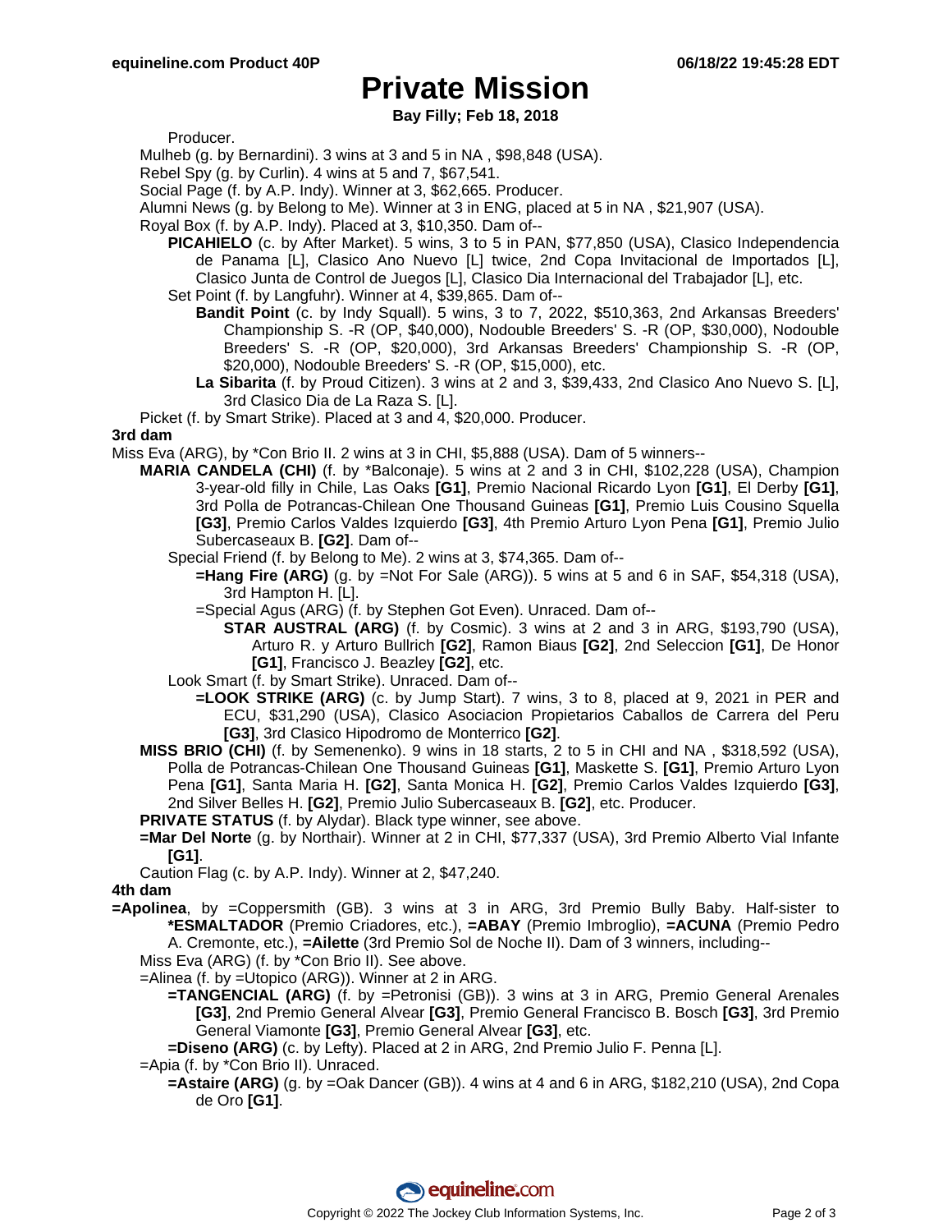# Private Mission

**Bay Filly; Feb 18, 2018**

Producer.

Mulheb (g. by Bernardini). 3 wins at 3 and 5 in NA , $98,848 (USA).

Rebel Spy (g. by Curlin). 4 wins at 5 and 7, $67,541.

Social Page (f. by A.P. Indy). Winner at 3, $62,665. Producer.

Alumni News (g. by Belong to Me). Winner at 3 in ENG, placed at 5 in NA , $21,907 (USA).

Royal Box (f. by A.P. Indy). Placed at 3, $10,350. Dam of--

**PICAHIELO** (c. by After Market). 5 wins, 3 to 5 in PAN, $77,850 (USA), Clasico Independencia de Panama [L], Clasico Ano Nuevo [L] twice, 2nd Copa Invitacional de Importados [L], Clasico Junta de Control de Juegos [L], Clasico Dia Internacional del Trabajador [L], etc.

Set Point (f. by Langfuhr). Winner at 4, $39,865. Dam of--

**Bandit Point** (c. by Indy Squall). 5 wins, 3 to 7, 2022, $510,363, 2nd Arkansas Breeders' Championship S. -R (OP, $40,000), Nodouble Breeders' S. -R (OP, $30,000), Nodouble Breeders' S. -R (OP, $20,000), 3rd Arkansas Breeders' Championship S. -R (OP, $20,000), Nodouble Breeders' S. -R (OP, $15,000), etc.

**La Sibarita** (f. by Proud Citizen). 3 wins at 2 and 3, $39,433, 2nd Clasico Ano Nuevo S. [L], 3rd Clasico Dia de La Raza S. [L].

Picket (f. by Smart Strike). Placed at 3 and 4, $20,000. Producer.

**3rd dam**

Miss Eva (ARG), by *Con Brio II. 2 wins at 3 in CHI, $5,888 (USA). Dam of 5 winners--

**MARIA CANDELA (CHI)** (f. by *Balconaje). 5 wins at 2 and 3 in CHI, $102,228 (USA), Champion 3-year-old filly in Chile, Las Oaks **[G1]**, Premio Nacional Ricardo Lyon **[G1]**, El Derby **[G1]**, 3rd Polla de Potrancas-Chilean One Thousand Guineas **[G1]**, Premio Luis Cousino Squella **[G3]**, Premio Carlos Valdes Izquierdo **[G3]**, 4th Premio Arturo Lyon Pena **[G1]**, Premio Julio Subercaseaux B. **[G2]**. Dam of--

Special Friend (f. by Belong to Me). 2 wins at 3, $74,365. Dam of--

**=Hang Fire (ARG)** (g. by =Not For Sale (ARG)). 5 wins at 5 and 6 in SAF, $54,318 (USA), 3rd Hampton H. [L].

=Special Agus (ARG) (f. by Stephen Got Even). Unraced. Dam of--

**STAR AUSTRAL (ARG)** (f. by Cosmic). 3 wins at 2 and 3 in ARG, $193,790 (USA), Arturo R. y Arturo Bullrich **[G2]**, Ramon Biaus **[G2]**, 2nd Seleccion **[G1]**, De Honor **[G1]**, Francisco J. Beazley **[G2]**, etc.

Look Smart (f. by Smart Strike). Unraced. Dam of--

**=LOOK STRIKE (ARG)** (c. by Jump Start). 7 wins, 3 to 8, placed at 9, 2021 in PER and ECU, $31,290 (USA), Clasico Asociacion Propietarios Caballos de Carrera del Peru **[G3]**, 3rd Clasico Hipodromo de Monterrico **[G2]**.

**MISS BRIO (CHI)** (f. by Semenenko). 9 wins in 18 starts, 2 to 5 in CHI and NA , $318,592 (USA), Polla de Potrancas-Chilean One Thousand Guineas **[G1]**, Maskette S. **[G1]**, Premio Arturo Lyon Pena **[G1]**, Santa Maria H. **[G2]**, Santa Monica H. **[G2]**, Premio Carlos Valdes Izquierdo **[G3]**, 2nd Silver Belles H. **[G2]**, Premio Julio Subercaseaux B. **[G2]**, etc. Producer.

**PRIVATE STATUS** (f. by Alydar). Black type winner, see above.

**=Mar Del Norte** (g. by Northair). Winner at 2 in CHI, $77,337 (USA), 3rd Premio Alberto Vial Infante **[G1]**.

Caution Flag (c. by A.P. Indy). Winner at 2, $47,240.

**4th dam**

**=Apolinea**, by =Coppersmith (GB). 3 wins at 3 in ARG, 3rd Premio Bully Baby. Half-sister to ***ESMALTADOR** (Premio Criadores, etc.), **=ABAY** (Premio Imbroglio), **=ACUNA** (Premio Pedro A. Cremonte, etc.), **=Ailette** (3rd Premio Sol de Noche II). Dam of 3 winners, including--

Miss Eva (ARG) (f. by *Con Brio II). See above.

=Alinea (f. by =Utopico (ARG)). Winner at 2 in ARG.

**=TANGENCIAL (ARG)** (f. by =Petronisi (GB)). 3 wins at 3 in ARG, Premio General Arenales **[G3]**, 2nd Premio General Alvear **[G3]**, Premio General Francisco B. Bosch **[G3]**, 3rd Premio General Viamonte **[G3]**, Premio General Alvear **[G3]**, etc.

**=Diseno (ARG)** (c. by Lefty). Placed at 2 in ARG, 2nd Premio Julio F. Penna [L].

=Apia (f. by *Con Brio II). Unraced.

**=Astaire (ARG)** (g. by =Oak Dancer (GB)). 4 wins at 4 and 6 in ARG, $182,210 (USA), 2nd Copa de Oro **[G1]**.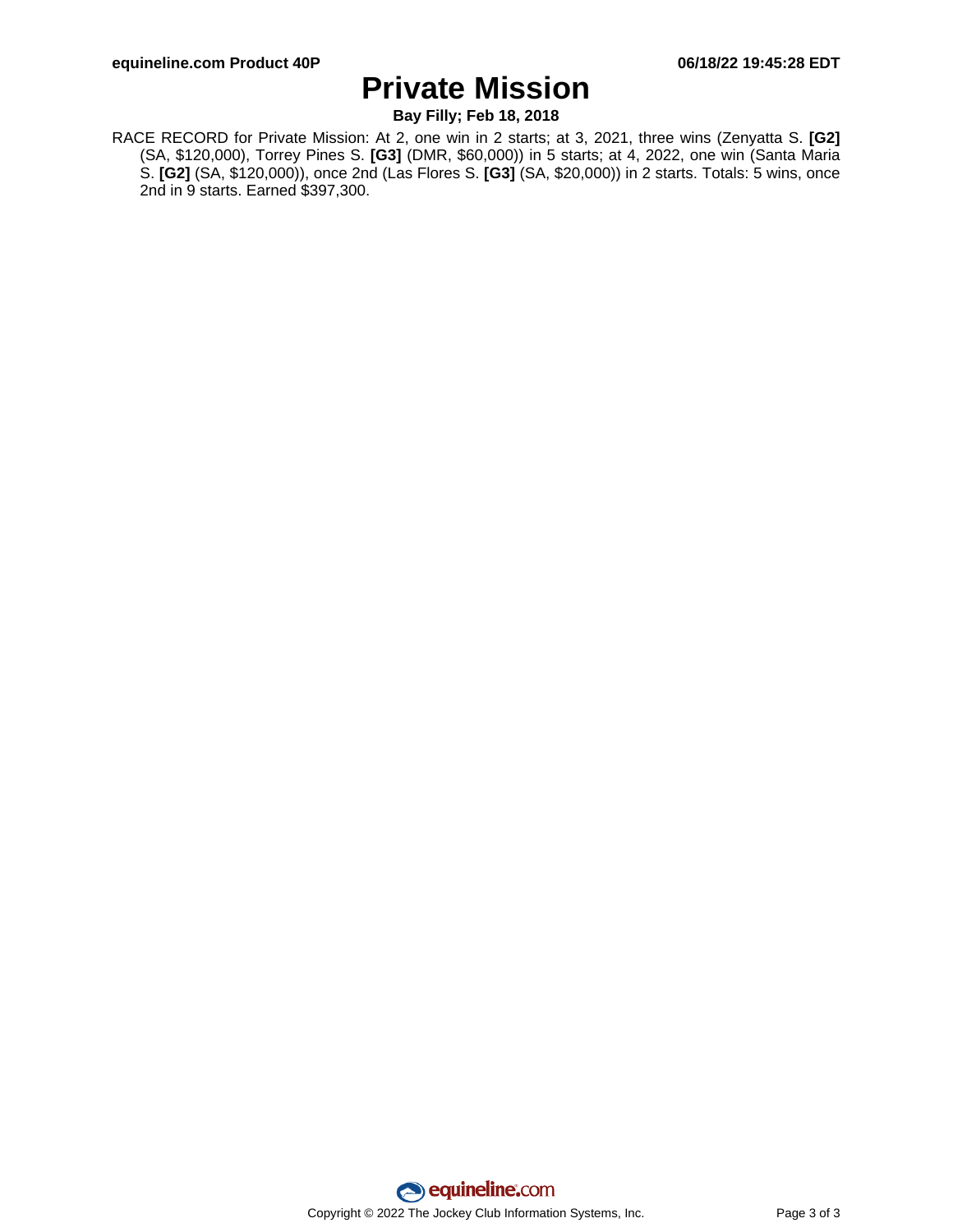# Private Mission

**Bay Filly; Feb 18, 2018**

RACE RECORD for Private Mission: At 2, one win in 2 starts; at 3, 2021, three wins (Zenyatta S. **[G2]** (SA, $120,000), Torrey Pines S. **[G3]** (DMR, $60,000)) in 5 starts; at 4, 2022, one win (Santa Maria S. **[G2]** (SA, $120,000)), once 2nd (Las Flores S. **[G3]** (SA, $20,000)) in 2 starts. Totals: 5 wins, once 2nd in 9 starts. Earned $397,300.